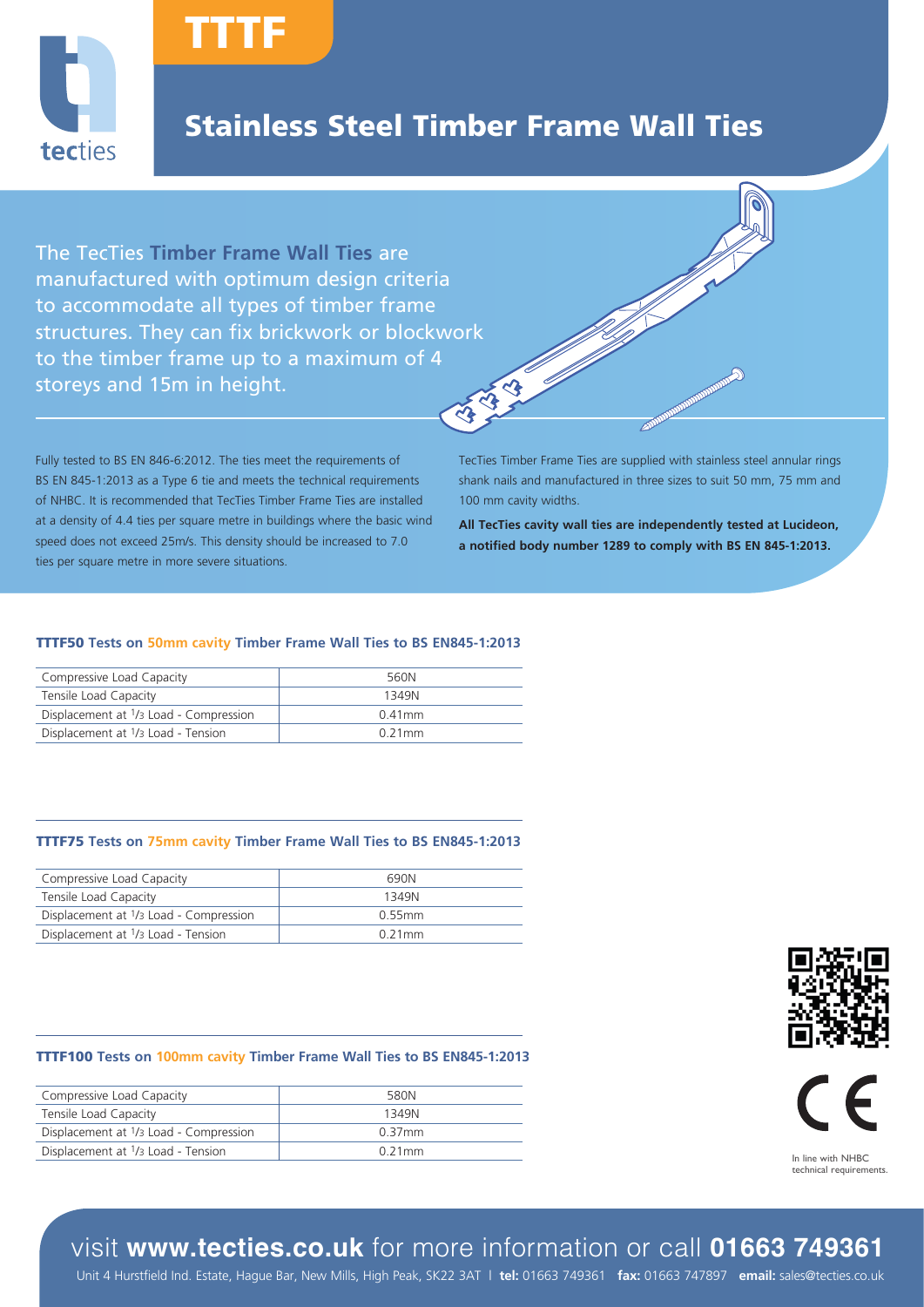# TTTF

## Stainless Steel Timber Frame Wall Ties

The TecTies **Timber Frame Wall Ties** are manufactured with optimum design criteria to accommodate all types of timber frame structures. They can fix brickwork or blockwork to the timber frame up to a maximum of 4 storeys and 15m in height.

Fully tested to BS EN 846-6:2012. The ties meet the requirements of BS EN 845-1:2013 as a Type 6 tie and meets the technical requirements of NHBC. It is recommended that TecTies Timber Frame Ties are installed at a density of 4.4 ties per square metre in buildings where the basic wind speed does not exceed 25m/s. This density should be increased to 7.0 ties per square metre in more severe situations.

TecTies Timber Frame Ties are supplied with stainless steel annular rings shank nails and manufactured in three sizes to suit 50 mm, 75 mm and 100 mm cavity widths.

**All TecTies cavity wall ties are independently tested at Lucideon, a notified body number 1289 to comply with BS EN 845-1:2013.**

### TTTF50 Tests on 50mm cavity Timber Frame Wall Ties to BS EN845-1:2013

| | |
|---|---|
| Compressive Load Capacity | 560N |
| Tensile Load Capacity | 1349N |
| Displacement at 1/3 Load - Compression | 0.41mm |
| Displacement at 1/3 Load - Tension | 0.21mm |

### TTTF75 Tests on 75mm cavity Timber Frame Wall Ties to BS EN845-1:2013

| | |
|---|---|
| Compressive Load Capacity | 690N |
| Tensile Load Capacity | 1349N |
| Displacement at 1/3 Load - Compression | 0.55mm |
| Displacement at 1/3 Load - Tension | 0.21mm |

### TTTF100 Tests on 100mm cavity Timber Frame Wall Ties to BS EN845-1:2013

| | |
|---|---|
| Compressive Load Capacity | 580N |
| Tensile Load Capacity | 1349N |
| Displacement at 1/3 Load - Compression | 0.37mm |
| Displacement at 1/3 Load - Tension | 0.21mm |

In line with NHBC technical requirements.

visit **www.tecties.co.uk** for more information or call **01663 749361**

Unit 4 Hurstfield Ind. Estate, Hague Bar, New Mills, High Peak, SK22 3AT | **tel:** 01663 749361 **fax:** 01663 747897 **email:** sales@tecties.co.uk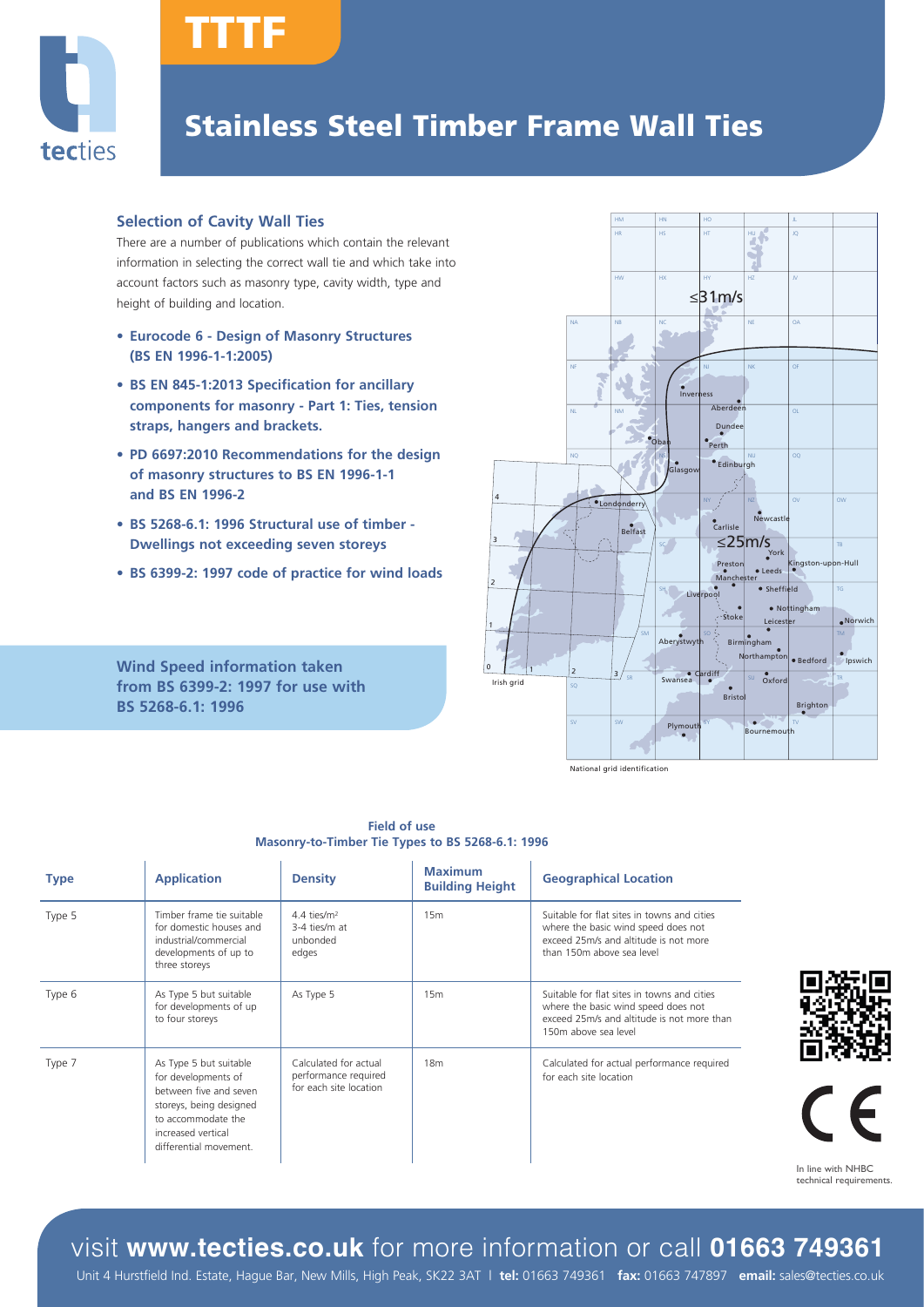# TTTF

## Stainless Steel Timber Frame Wall Ties

### Selection of Cavity Wall Ties

There are a number of publications which contain the relevant information in selecting the correct wall tie and which take into account factors such as masonry type, cavity width, type and height of building and location.

- **Eurocode 6 - Design of Masonry Structures (BS EN 1996-1-1:2005)**
- **BS EN 845-1:2013 Specification for ancillary components for masonry - Part 1: Ties, tension straps, hangers and brackets.**
- **PD 6697:2010 Recommendations for the design of masonry structures to BS EN 1996-1-1 and BS EN 1996-2**
- **BS 5268-6.1: 1996 Structural use of timber - Dwellings not exceeding seven storeys**
- **BS 6399-2: 1997 code of practice for wind loads**

**Wind Speed information taken from BS 6399-2: 1997 for use with BS 5268-6.1: 1996**

≤31m/s

≤25m/s

Irish grid

National grid identification

**Field of use**
**Masonry-to-Timber Tie Types to BS 5268-6.1: 1996**

| Type | Application | Density | Maximum Building Height | Geographical Location |
|---|---|---|---|---|
| Type 5 | Timber frame tie suitable for domestic houses and industrial/commercial developments of up to three storeys | 4.4 ties/m² 3-4 ties/m at unbonded edges | 15m | Suitable for flat sites in towns and cities where the basic wind speed does not exceed 25m/s and altitude is not more than 150m above sea level |
| Type 6 | As Type 5 but suitable for developments of up to four storeys | As Type 5 | 15m | Suitable for flat sites in towns and cities where the basic wind speed does not exceed 25m/s and altitude is not more than 150m above sea level |
| Type 7 | As Type 5 but suitable for developments of between five and seven storeys, being designed to accommodate the increased vertical differential movement. | Calculated for actual performance required for each site location | 18m | Calculated for actual performance required for each site location |

In line with NHBC technical requirements.

visit **www.tecties.co.uk** for more information or call **01663 749361**

Unit 4 Hurstfield Ind. Estate, Hague Bar, New Mills, High Peak, SK22 3AT | **tel:** 01663 749361 **fax:** 01663 747897 **email:** sales@tecties.co.uk